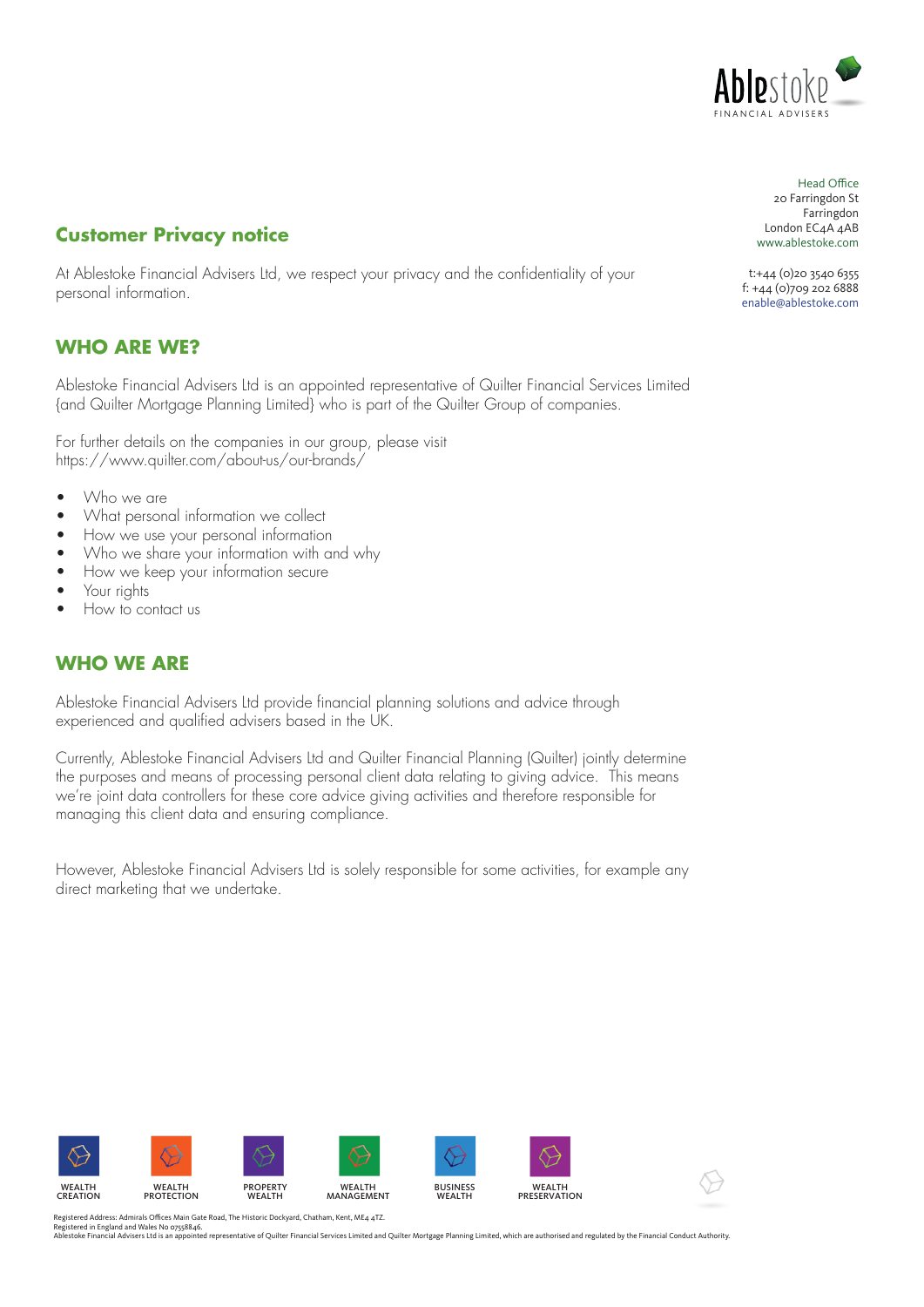Ablestoke
FINANCIAL ADVISERS

Head Office
20 Farringdon St
Farringdon
London EC4A 4AB
www.ablestoke.com

t:+44 (0)20 3540 6355
f: +44 (0)709 202 6888
enable@ablestoke.com

## Customer Privacy notice

At Ablestoke Financial Advisers Ltd, we respect your privacy and the confidentiality of your personal information.

## WHO ARE WE?

Ablestoke Financial Advisers Ltd is an appointed representative of Quilter Financial Services Limited {and Quilter Mortgage Planning Limited} who is part of the Quilter Group of companies.

For further details on the companies in our group, please visit https://www.quilter.com/about-us/our-brands/

- Who we are
- What personal information we collect
- How we use your personal information
- Who we share your information with and why
- How we keep your information secure
- Your rights
- How to contact us

## WHO WE ARE

Ablestoke Financial Advisers Ltd provide financial planning solutions and advice through experienced and qualified advisers based in the UK.

Currently, Ablestoke Financial Advisers Ltd and Quilter Financial Planning (Quilter) jointly determine the purposes and means of processing personal client data relating to giving advice. This means we're joint data controllers for these core advice giving activities and therefore responsible for managing this client data and ensuring compliance.

However, Ablestoke Financial Advisers Ltd is solely responsible for some activities, for example any direct marketing that we undertake.

WEALTH CREATION | WEALTH PROTECTION | PROPERTY WEALTH | WEALTH MANAGEMENT | BUSINESS WEALTH | WEALTH PRESERVATION

Registered Address: Admirals Offices Main Gate Road, The Historic Dockyard, Chatham, Kent, ME4 4TZ.
Registered in England and Wales No 07558846.
Ablestoke Financial Advisers Ltd is an appointed representative of Quilter Financial Services Limited and Quilter Mortgage Planning Limited, which are authorised and regulated by the Financial Conduct Authority.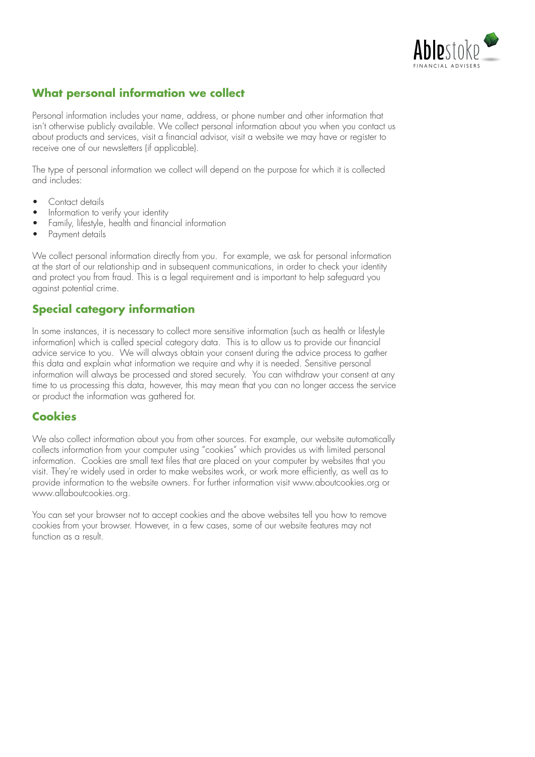## What personal information we collect

Personal information includes your name, address, or phone number and other information that isn't otherwise publicly available. We collect personal information about you when you contact us about products and services, visit a financial advisor, visit a website we may have or register to receive one of our newsletters (if applicable).

The type of personal information we collect will depend on the purpose for which it is collected and includes:

- Contact details
- Information to verify your identity
- Family, lifestyle, health and financial information
- Payment details

We collect personal information directly from you. For example, we ask for personal information at the start of our relationship and in subsequent communications, in order to check your identity and protect you from fraud. This is a legal requirement and is important to help safeguard you against potential crime.

## Special category information

In some instances, it is necessary to collect more sensitive information (such as health or lifestyle information) which is called special category data. This is to allow us to provide our financial advice service to you. We will always obtain your consent during the advice process to gather this data and explain what information we require and why it is needed. Sensitive personal information will always be processed and stored securely. You can withdraw your consent at any time to us processing this data, however, this may mean that you can no longer access the service or product the information was gathered for.

## Cookies

We also collect information about you from other sources. For example, our website automatically collects information from your computer using "cookies" which provides us with limited personal information. Cookies are small text files that are placed on your computer by websites that you visit. They're widely used in order to make websites work, or work more efficiently, as well as to provide information to the website owners. For further information visit www.aboutcookies.org or www.allaboutcookies.org.

You can set your browser not to accept cookies and the above websites tell you how to remove cookies from your browser. However, in a few cases, some of our website features may not function as a result.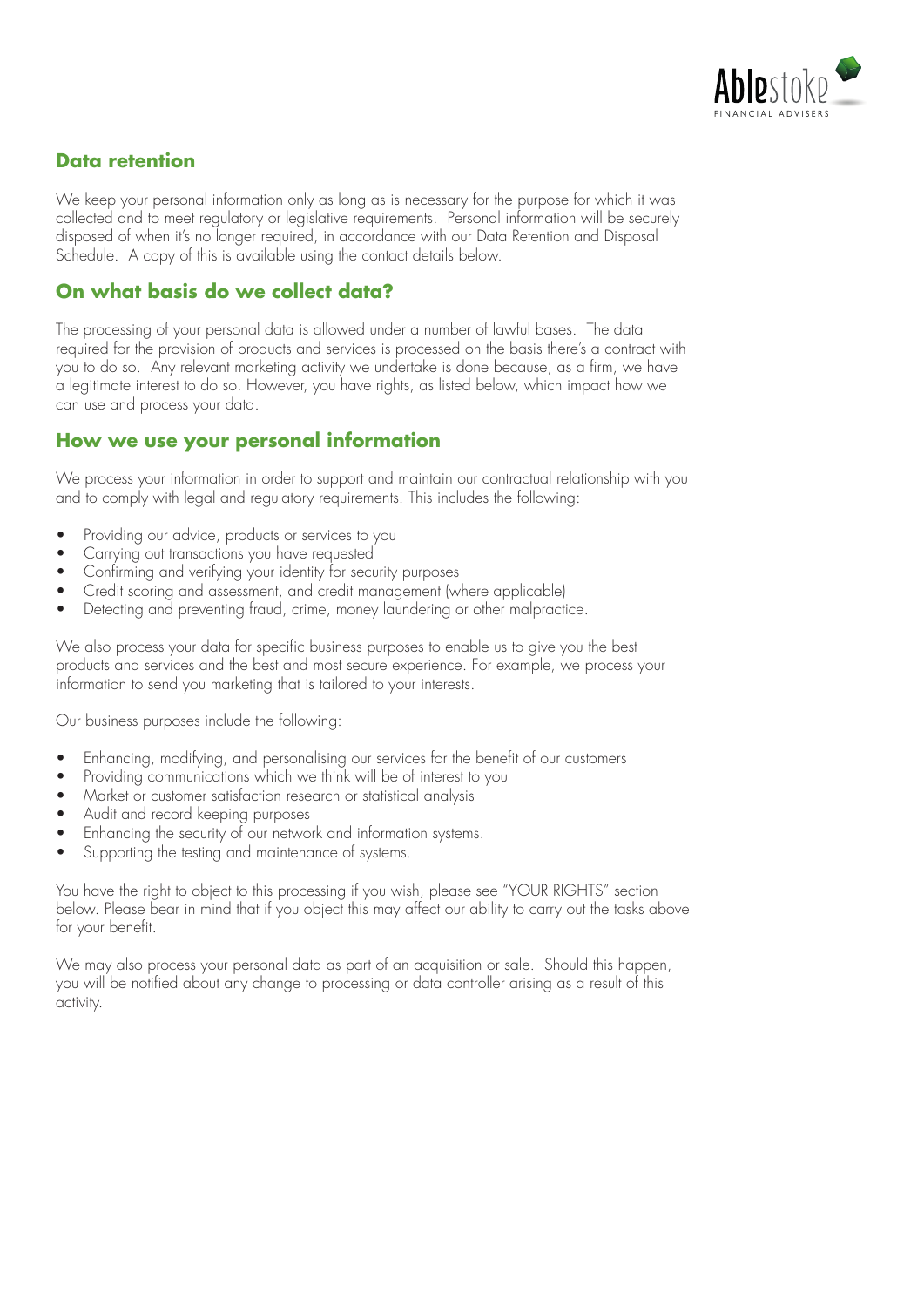## Data retention

We keep your personal information only as long as is necessary for the purpose for which it was collected and to meet regulatory or legislative requirements. Personal information will be securely disposed of when it's no longer required, in accordance with our Data Retention and Disposal Schedule. A copy of this is available using the contact details below.

## On what basis do we collect data?

The processing of your personal data is allowed under a number of lawful bases. The data required for the provision of products and services is processed on the basis there's a contract with you to do so. Any relevant marketing activity we undertake is done because, as a firm, we have a legitimate interest to do so. However, you have rights, as listed below, which impact how we can use and process your data.

## How we use your personal information

We process your information in order to support and maintain our contractual relationship with you and to comply with legal and regulatory requirements. This includes the following:

- Providing our advice, products or services to you
- Carrying out transactions you have requested
- Confirming and verifying your identity for security purposes
- Credit scoring and assessment, and credit management (where applicable)
- Detecting and preventing fraud, crime, money laundering or other malpractice.

We also process your data for specific business purposes to enable us to give you the best products and services and the best and most secure experience. For example, we process your information to send you marketing that is tailored to your interests.

Our business purposes include the following:

- Enhancing, modifying, and personalising our services for the benefit of our customers
- Providing communications which we think will be of interest to you
- Market or customer satisfaction research or statistical analysis
- Audit and record keeping purposes
- Enhancing the security of our network and information systems.
- Supporting the testing and maintenance of systems.

You have the right to object to this processing if you wish, please see "YOUR RIGHTS" section below. Please bear in mind that if you object this may affect our ability to carry out the tasks above for your benefit.

We may also process your personal data as part of an acquisition or sale. Should this happen, you will be notified about any change to processing or data controller arising as a result of this activity.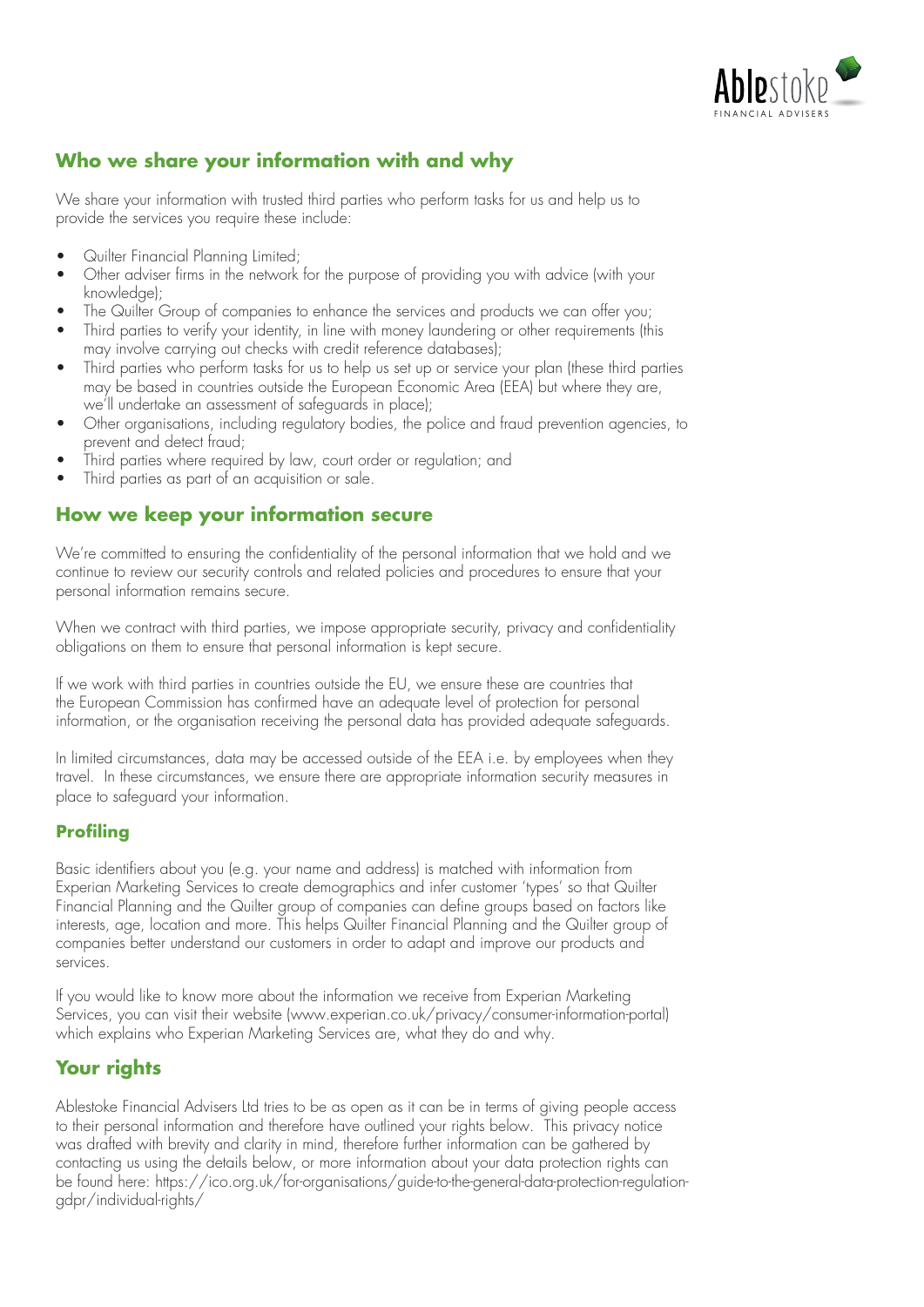## Who we share your information with and why

We share your information with trusted third parties who perform tasks for us and help us to provide the services you require these include:

- Quilter Financial Planning Limited;
- Other adviser firms in the network for the purpose of providing you with advice (with your knowledge);
- The Quilter Group of companies to enhance the services and products we can offer you;
- Third parties to verify your identity, in line with money laundering or other requirements (this may involve carrying out checks with credit reference databases);
- Third parties who perform tasks for us to help us set up or service your plan (these third parties may be based in countries outside the European Economic Area (EEA) but where they are, we'll undertake an assessment of safeguards in place);
- Other organisations, including regulatory bodies, the police and fraud prevention agencies, to prevent and detect fraud;
- Third parties where required by law, court order or regulation; and
- Third parties as part of an acquisition or sale.

## How we keep your information secure

We're committed to ensuring the confidentiality of the personal information that we hold and we continue to review our security controls and related policies and procedures to ensure that your personal information remains secure.

When we contract with third parties, we impose appropriate security, privacy and confidentiality obligations on them to ensure that personal information is kept secure.

If we work with third parties in countries outside the EU, we ensure these are countries that the European Commission has confirmed have an adequate level of protection for personal information, or the organisation receiving the personal data has provided adequate safeguards.

In limited circumstances, data may be accessed outside of the EEA i.e. by employees when they travel. In these circumstances, we ensure there are appropriate information security measures in place to safeguard your information.

### Profiling

Basic identifiers about you (e.g. your name and address) is matched with information from Experian Marketing Services to create demographics and infer customer 'types' so that Quilter Financial Planning and the Quilter group of companies can define groups based on factors like interests, age, location and more. This helps Quilter Financial Planning and the Quilter group of companies better understand our customers in order to adapt and improve our products and services.

If you would like to know more about the information we receive from Experian Marketing Services, you can visit their website (www.experian.co.uk/privacy/consumer-information-portal) which explains who Experian Marketing Services are, what they do and why.

## Your rights

Ablestoke Financial Advisers Ltd tries to be as open as it can be in terms of giving people access to their personal information and therefore have outlined your rights below. This privacy notice was drafted with brevity and clarity in mind, therefore further information can be gathered by contacting us using the details below, or more information about your data protection rights can be found here: https://ico.org.uk/for-organisations/guide-to-the-general-data-protection-regulation-gdpr/individual-rights/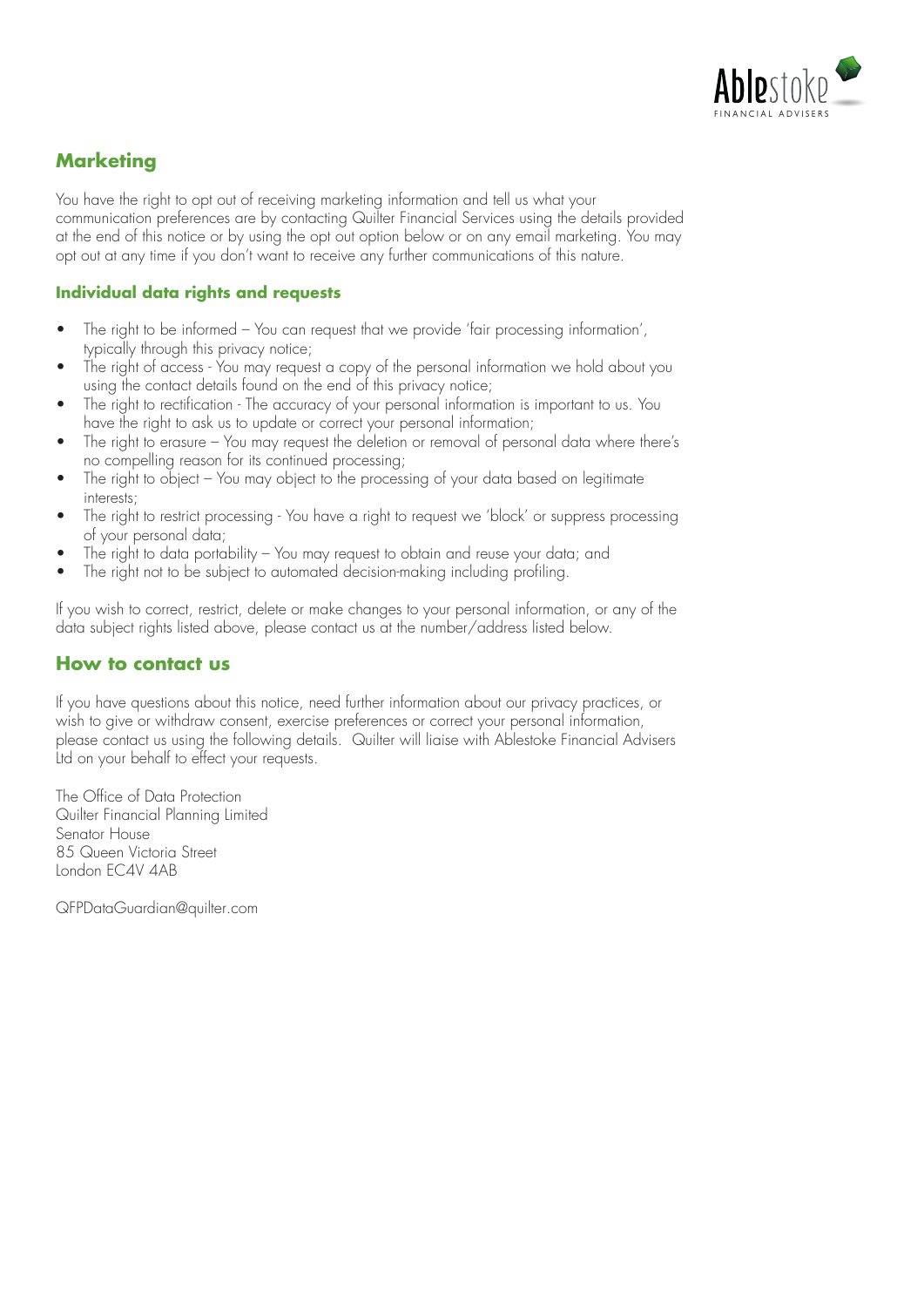## Marketing

You have the right to opt out of receiving marketing information and tell us what your communication preferences are by contacting Quilter Financial Services using the details provided at the end of this notice or by using the opt out option below or on any email marketing. You may opt out at any time if you don't want to receive any further communications of this nature.

### Individual data rights and requests

- The right to be informed – You can request that we provide 'fair processing information', typically through this privacy notice;
- The right of access - You may request a copy of the personal information we hold about you using the contact details found on the end of this privacy notice;
- The right to rectification - The accuracy of your personal information is important to us. You have the right to ask us to update or correct your personal information;
- The right to erasure – You may request the deletion or removal of personal data where there's no compelling reason for its continued processing;
- The right to object – You may object to the processing of your data based on legitimate interests;
- The right to restrict processing - You have a right to request we 'block' or suppress processing of your personal data;
- The right to data portability – You may request to obtain and reuse your data; and
- The right not to be subject to automated decision-making including profiling.

If you wish to correct, restrict, delete or make changes to your personal information, or any of the data subject rights listed above, please contact us at the number/address listed below.

## How to contact us

If you have questions about this notice, need further information about our privacy practices, or wish to give or withdraw consent, exercise preferences or correct your personal information, please contact us using the following details. Quilter will liaise with Ablestoke Financial Advisers Ltd on your behalf to effect your requests.

The Office of Data Protection
Quilter Financial Planning Limited
Senator House
85 Queen Victoria Street
London EC4V 4AB

QFPDataGuardian@quilter.com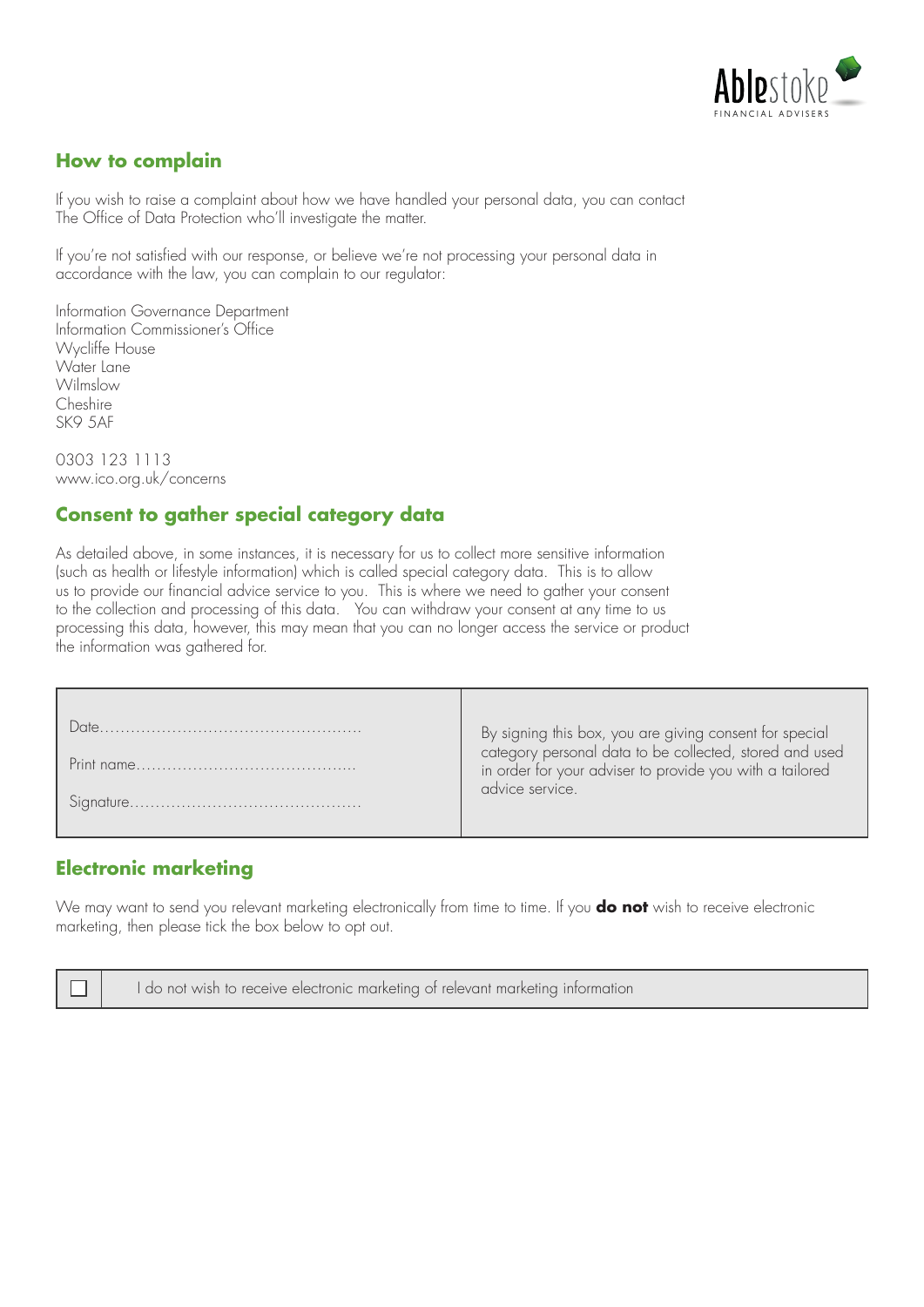## How to complain

If you wish to raise a complaint about how we have handled your personal data, you can contact The Office of Data Protection who'll investigate the matter.

If you're not satisfied with our response, or believe we're not processing your personal data in accordance with the law, you can complain to our regulator:

Information Governance Department
Information Commissioner's Office
Wycliffe House
Water Lane
Wilmslow
Cheshire
SK9 5AF

0303 123 1113
www.ico.org.uk/concerns

## Consent to gather special category data

As detailed above, in some instances, it is necessary for us to collect more sensitive information (such as health or lifestyle information) which is called special category data. This is to allow us to provide our financial advice service to you. This is where we need to gather your consent to the collection and processing of this data. You can withdraw your consent at any time to us processing this data, however, this may mean that you can no longer access the service or product the information was gathered for.

| | |
|---|---|
| Date……………………………………………<br><br>Print name……………………………………<br><br>Signature……………………………………… | By signing this box, you are giving consent for special category personal data to be collected, stored and used in order for your adviser to provide you with a tailored advice service. |

## Electronic marketing

We may want to send you relevant marketing electronically from time to time. If you **do not** wish to receive electronic marketing, then please tick the box below to opt out.

| | |
|---|---|
| ☐ | I do not wish to receive electronic marketing of relevant marketing information |